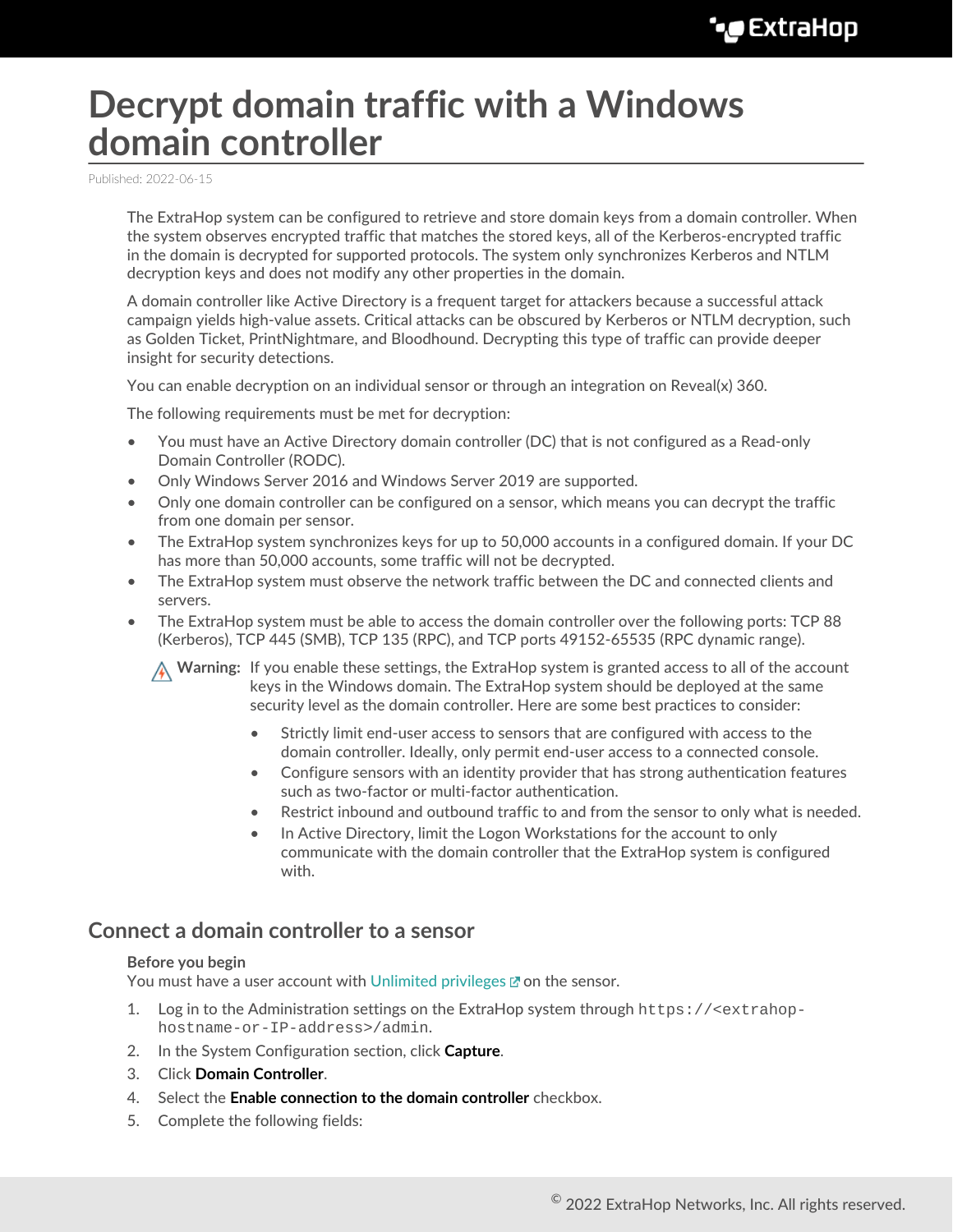# Decrypt domain traffic with a Windows domain controller

Published: 2022-06-15

The ExtraHop system can be configured to retrieve and store domain keys from a domain controller. When the system observes encrypted traffic that matches the stored keys, all of the Kerberos-encrypted traffic in the domain is decrypted for supported protocols. The system only synchronizes Kerberos and NTLM decryption keys and does not modify any other properties in the domain.

A domain controller like Active Directory is a frequent target for attackers because a successful attack campaign yields high-value assets. Critical attacks can be obscured by Kerberos or NTLM decryption, such as Golden Ticket, PrintNightmare, and Bloodhound. Decrypting this type of traffic can provide deeper insight for security detections.

You can enable decryption on an individual sensor or through an integration on Reveal(x) 360.

The following requirements must be met for decryption:

- You must have an Active Directory domain controller (DC) that is not configured as a Read-only Domain Controller (RODC).
- Only Windows Server 2016 and Windows Server 2019 are supported.
- Only one domain controller can be configured on a sensor, which means you can decrypt the traffic from one domain per sensor.
- The ExtraHop system synchronizes keys for up to 50,000 accounts in a configured domain. If your DC has more than 50,000 accounts, some traffic will not be decrypted.
- The ExtraHop system must observe the network traffic between the DC and connected clients and servers.
- The ExtraHop system must be able to access the domain controller over the following ports: TCP 88 (Kerberos), TCP 445 (SMB), TCP 135 (RPC), and TCP ports 49152-65535 (RPC dynamic range).

**Warning:** If you enable these settings, the ExtraHop system is granted access to all of the account keys in the Windows domain. The ExtraHop system should be deployed at the same security level as the domain controller. Here are some best practices to consider:

- Strictly limit end-user access to sensors that are configured with access to the domain controller. Ideally, only permit end-user access to a connected console.
- Configure sensors with an identity provider that has strong authentication features such as two-factor or multi-factor authentication.
- Restrict inbound and outbound traffic to and from the sensor to only what is needed.
- In Active Directory, limit the Logon Workstations for the account to only communicate with the domain controller that the ExtraHop system is configured with.

## Connect a domain controller to a sensor

**Before you begin**

You must have a user account with Unlimited privileges on the sensor.

1. Log in to the Administration settings on the ExtraHop system through `https://<extrahop-hostname-or-IP-address>/admin`.
2. In the System Configuration section, click **Capture**.
3. Click **Domain Controller**.
4. Select the **Enable connection to the domain controller** checkbox.
5. Complete the following fields: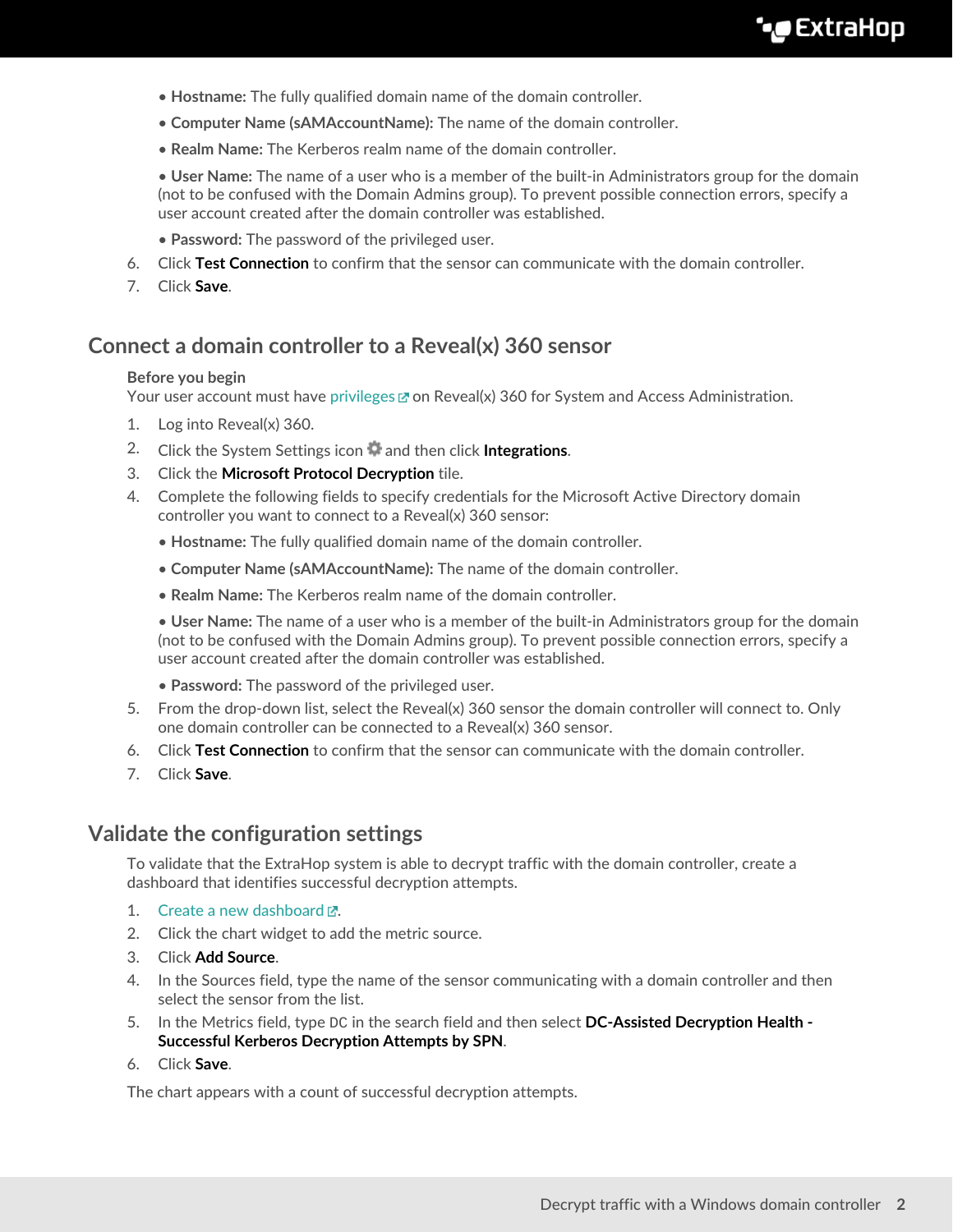- **Hostname:** The fully qualified domain name of the domain controller.
- **Computer Name (sAMAccountName):** The name of the domain controller.
- **Realm Name:** The Kerberos realm name of the domain controller.
- **User Name:** The name of a user who is a member of the built-in Administrators group for the domain (not to be confused with the Domain Admins group). To prevent possible connection errors, specify a user account created after the domain controller was established.
- **Password:** The password of the privileged user.

6. Click **Test Connection** to confirm that the sensor can communicate with the domain controller.
7. Click **Save**.

## Connect a domain controller to a Reveal(x) 360 sensor

**Before you begin**

Your user account must have privileges on Reveal(x) 360 for System and Access Administration.

1. Log into Reveal(x) 360.
2. Click the System Settings icon and then click **Integrations**.
3. Click the **Microsoft Protocol Decryption** tile.
4. Complete the following fields to specify credentials for the Microsoft Active Directory domain controller you want to connect to a Reveal(x) 360 sensor:
   - **Hostname:** The fully qualified domain name of the domain controller.
   - **Computer Name (sAMAccountName):** The name of the domain controller.
   - **Realm Name:** The Kerberos realm name of the domain controller.
   - **User Name:** The name of a user who is a member of the built-in Administrators group for the domain (not to be confused with the Domain Admins group). To prevent possible connection errors, specify a user account created after the domain controller was established.
   - **Password:** The password of the privileged user.
5. From the drop-down list, select the Reveal(x) 360 sensor the domain controller will connect to. Only one domain controller can be connected to a Reveal(x) 360 sensor.
6. Click **Test Connection** to confirm that the sensor can communicate with the domain controller.
7. Click **Save**.

## Validate the configuration settings

To validate that the ExtraHop system is able to decrypt traffic with the domain controller, create a dashboard that identifies successful decryption attempts.

1. Create a new dashboard.
2. Click the chart widget to add the metric source.
3. Click **Add Source**.
4. In the Sources field, type the name of the sensor communicating with a domain controller and then select the sensor from the list.
5. In the Metrics field, type `DC` in the search field and then select **DC-Assisted Decryption Health - Successful Kerberos Decryption Attempts by SPN**.
6. Click **Save**.

The chart appears with a count of successful decryption attempts.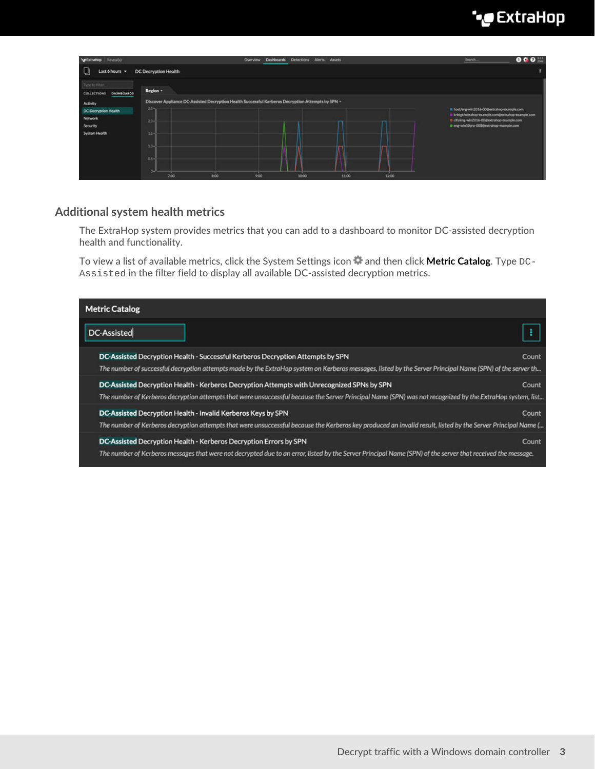## Additional system health metrics

The ExtraHop system provides metrics that you can add to a dashboard to monitor DC-assisted decryption health and functionality.

To view a list of available metrics, click the System Settings icon and then click **Metric Catalog**. Type `DC-Assisted` in the filter field to display all available DC-assisted decryption metrics.